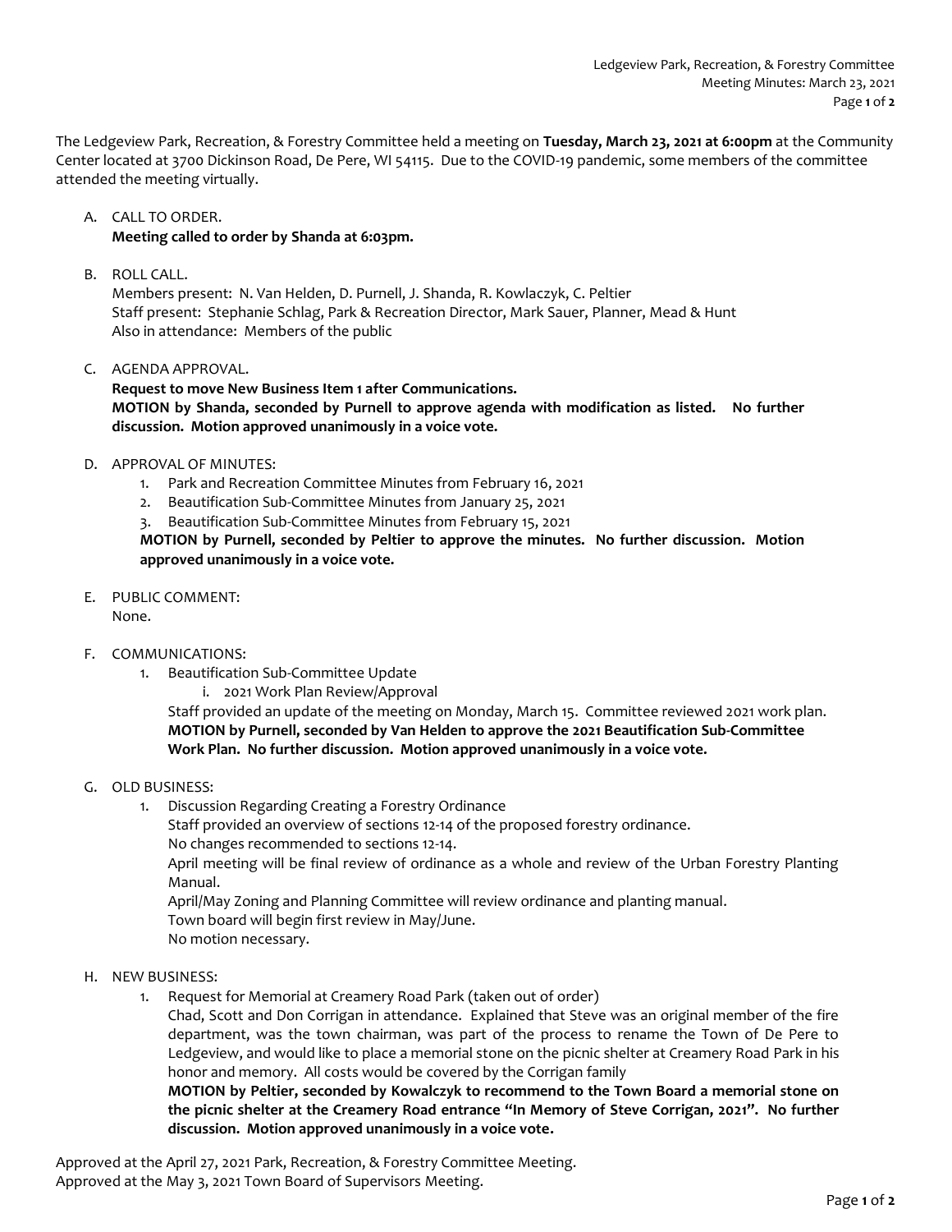The Ledgeview Park, Recreation, & Forestry Committee held a meeting on **Tuesday, March 23, 2021 at 6:00pm** at the Community Center located at 3700 Dickinson Road, De Pere, WI 54115. Due to the COVID-19 pandemic, some members of the committee attended the meeting virtually.

A. CALL TO ORDER.
   **Meeting called to order by Shanda at 6:03pm.**

B. ROLL CALL.
   Members present: N. Van Helden, D. Purnell, J. Shanda, R. Kowlaczyk, C. Peltier
   Staff present: Stephanie Schlag, Park & Recreation Director, Mark Sauer, Planner, Mead & Hunt
   Also in attendance: Members of the public

C. AGENDA APPROVAL.
   **Request to move New Business Item 1 after Communications.**
   **MOTION by Shanda, seconded by Purnell to approve agenda with modification as listed. No further discussion. Motion approved unanimously in a voice vote.**

D. APPROVAL OF MINUTES:
   1. Park and Recreation Committee Minutes from February 16, 2021
   2. Beautification Sub-Committee Minutes from January 25, 2021
   3. Beautification Sub-Committee Minutes from February 15, 2021

   **MOTION by Purnell, seconded by Peltier to approve the minutes. No further discussion. Motion approved unanimously in a voice vote.**

E. PUBLIC COMMENT:
   None.

F. COMMUNICATIONS:
   1. Beautification Sub-Committee Update
      i. 2021 Work Plan Review/Approval

      Staff provided an update of the meeting on Monday, March 15. Committee reviewed 2021 work plan.
      **MOTION by Purnell, seconded by Van Helden to approve the 2021 Beautification Sub-Committee Work Plan. No further discussion. Motion approved unanimously in a voice vote.**

G. OLD BUSINESS:
   1. Discussion Regarding Creating a Forestry Ordinance
      Staff provided an overview of sections 12-14 of the proposed forestry ordinance.
      No changes recommended to sections 12-14.
      April meeting will be final review of ordinance as a whole and review of the Urban Forestry Planting Manual.
      April/May Zoning and Planning Committee will review ordinance and planting manual.
      Town board will begin first review in May/June.
      No motion necessary.

H. NEW BUSINESS:
   1. Request for Memorial at Creamery Road Park (taken out of order)
      Chad, Scott and Don Corrigan in attendance. Explained that Steve was an original member of the fire department, was the town chairman, was part of the process to rename the Town of De Pere to Ledgeview, and would like to place a memorial stone on the picnic shelter at Creamery Road Park in his honor and memory. All costs would be covered by the Corrigan family
      **MOTION by Peltier, seconded by Kowalczyk to recommend to the Town Board a memorial stone on the picnic shelter at the Creamery Road entrance "In Memory of Steve Corrigan, 2021". No further discussion. Motion approved unanimously in a voice vote.**

Approved at the April 27, 2021 Park, Recreation, & Forestry Committee Meeting.
Approved at the May 3, 2021 Town Board of Supervisors Meeting.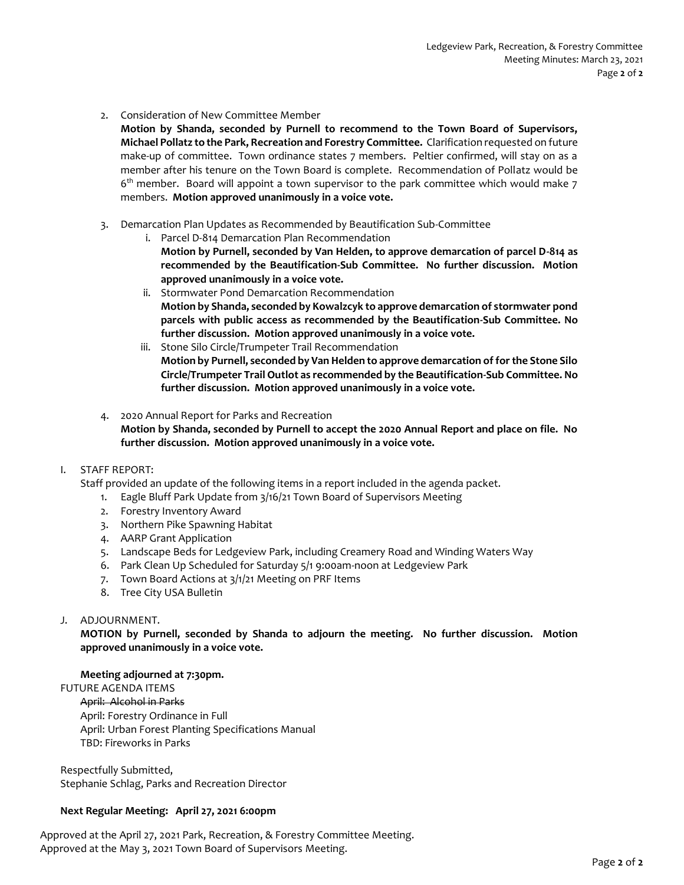2. Consideration of New Committee Member

   **Motion by Shanda, seconded by Purnell to recommend to the Town Board of Supervisors, Michael Pollatz to the Park, Recreation and Forestry Committee.** Clarification requested on future make-up of committee. Town ordinance states 7 members. Peltier confirmed, will stay on as a member after his tenure on the Town Board is complete. Recommendation of Pollatz would be 6th member. Board will appoint a town supervisor to the park committee which would make 7 members. **Motion approved unanimously in a voice vote.**

3. Demarcation Plan Updates as Recommended by Beautification Sub-Committee

   i. Parcel D-814 Demarcation Plan Recommendation

      **Motion by Purnell, seconded by Van Helden, to approve demarcation of parcel D-814 as recommended by the Beautification-Sub Committee. No further discussion. Motion approved unanimously in a voice vote.**

   ii. Stormwater Pond Demarcation Recommendation

      **Motion by Shanda, seconded by Kowalzcyk to approve demarcation of stormwater pond parcels with public access as recommended by the Beautification-Sub Committee. No further discussion. Motion approved unanimously in a voice vote.**

   iii. Stone Silo Circle/Trumpeter Trail Recommendation

      **Motion by Purnell, seconded by Van Helden to approve demarcation of for the Stone Silo Circle/Trumpeter Trail Outlot as recommended by the Beautification-Sub Committee. No further discussion. Motion approved unanimously in a voice vote.**

4. 2020 Annual Report for Parks and Recreation

   **Motion by Shanda, seconded by Purnell to accept the 2020 Annual Report and place on file. No further discussion. Motion approved unanimously in a voice vote.**

I. STAFF REPORT:

Staff provided an update of the following items in a report included in the agenda packet.

1. Eagle Bluff Park Update from 3/16/21 Town Board of Supervisors Meeting
2. Forestry Inventory Award
3. Northern Pike Spawning Habitat
4. AARP Grant Application
5. Landscape Beds for Ledgeview Park, including Creamery Road and Winding Waters Way
6. Park Clean Up Scheduled for Saturday 5/1 9:00am-noon at Ledgeview Park
7. Town Board Actions at 3/1/21 Meeting on PRF Items
8. Tree City USA Bulletin

J. ADJOURNMENT.

**MOTION by Purnell, seconded by Shanda to adjourn the meeting. No further discussion. Motion approved unanimously in a voice vote.**

**Meeting adjourned at 7:30pm.**

FUTURE AGENDA ITEMS

~~April: Alcohol in Parks~~
April: Forestry Ordinance in Full
April: Urban Forest Planting Specifications Manual
TBD: Fireworks in Parks

Respectfully Submitted,
Stephanie Schlag, Parks and Recreation Director

**Next Regular Meeting: April 27, 2021 6:00pm**

Approved at the April 27, 2021 Park, Recreation, & Forestry Committee Meeting.
Approved at the May 3, 2021 Town Board of Supervisors Meeting.